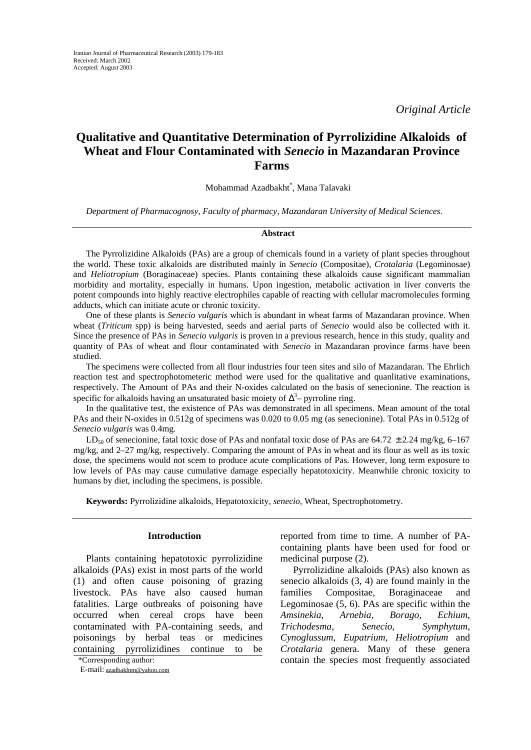Iranian Journal of Pharmaceutical Research (2003) 179-183
Received: March 2002
Accepted: August 2003

*Original Article*

# Qualitative and Quantitative Determination of Pyrrolizidine Alkaloids of Wheat and Flour Contaminated with *Senecio* in Mazandaran Province Farms

Mohammad Azadbakht*, Mana Talavaki

*Department of Pharmacognosy, Faculty of pharmacy, Mazandaran University of Medical Sciences.*

## Abstract

The Pyrrolizidine Alkaloids (PAs) are a group of chemicals found in a variety of plant species throughout the world. These toxic alkaloids are distributed mainly in *Senecio* (Compositae), *Crotalaria* (Legominosae) and *Heliotropium* (Boraginaceae) species. Plants containing these alkaloids cause significant mammalian morbidity and mortality, especially in humans. Upon ingestion, metabolic activation in liver converts the potent compounds into highly reactive electrophiles capable of reacting with cellular macromolecules forming adducts, which can initiate acute or chronic toxicity.

One of these plants is *Senecio vulgaris* which is abundant in wheat farms of Mazandaran province. When wheat (*Triticum* spp) is being harvested, seeds and aerial parts of *Senecio* would also be collected with it. Since the presence of PAs in *Senecio vulgaris* is proven in a previous research, hence in this study, quality and quantity of PAs of wheat and flour contaminated with *Senecio* in Mazandaran province farms have been studied.

The specimens were collected from all flour industries four teen sites and silo of Mazandaran. The Ehrlich reaction test and spectrophotometeric method were used for the qualitative and quanlitative examinations, respectively. The Amount of PAs and their N-oxides calculated on the basis of senecionine. The reaction is specific for alkaloids having an unsaturated basic moiety of $\Delta^3$– pyrroline ring.

In the qualitative test, the existence of PAs was demonstrated in all specimens. Mean amount of the total PAs and their N-oxides in 0.512g of specimens was 0.020 to 0.05 mg (as senecionine). Total PAs in 0.512g of *Senecio vulgaris* was 0.4mg.

$LD_{50}$ of senecionine, fatal toxic dose of PAs and nonfatal toxic dose of PAs are 64.72 $\pm$ 2.24 mg/kg, 6–167 mg/kg, and 2–27 mg/kg, respectively. Comparing the amount of PAs in wheat and its flour as well as its toxic dose, the specimens would not scem to produce acute complications of Pas. However, long term exposure to low levels of PAs may cause cumulative damage especially hepatotoxicity. Meanwhile chronic toxicity to humans by diet, including the specimens, is possible.

**Keywords:** Pyrrolizidine alkaloids, Hepatotoxicity, *senecio*, Wheat, Spectrophotometry.

## Introduction

Plants containing hepatotoxic pyrrolizidine alkaloids (PAs) exist in most parts of the world (1) and often cause poisoning of grazing livestock. PAs have also caused human fatalities. Large outbreaks of poisoning have occurred when cereal crops have been contaminated with PA-containing seeds, and poisonings by herbal teas or medicines containing pyrrolizidines continue to be reported from time to time. A number of PA-containing plants have been used for food or medicinal purpose (2).

Pyrrolizidine alkaloids (PAs) also known as senecio alkaloids (3, 4) are found mainly in the families Compositae, Boraginaceae and Legominosae (5, 6). PAs are specific within the *Amsinekia*, *Arnebia*, *Borago*, *Echium*, *Trichodesma*, *Senecio*, *Symphytum*, *Cynoglussum*, *Eupatrium*, *Heliotropium* and *Crotalaria* genera. Many of these genera contain the species most frequently associated

*Corresponding author:
E-mail: azadbakhtm@yahoo.com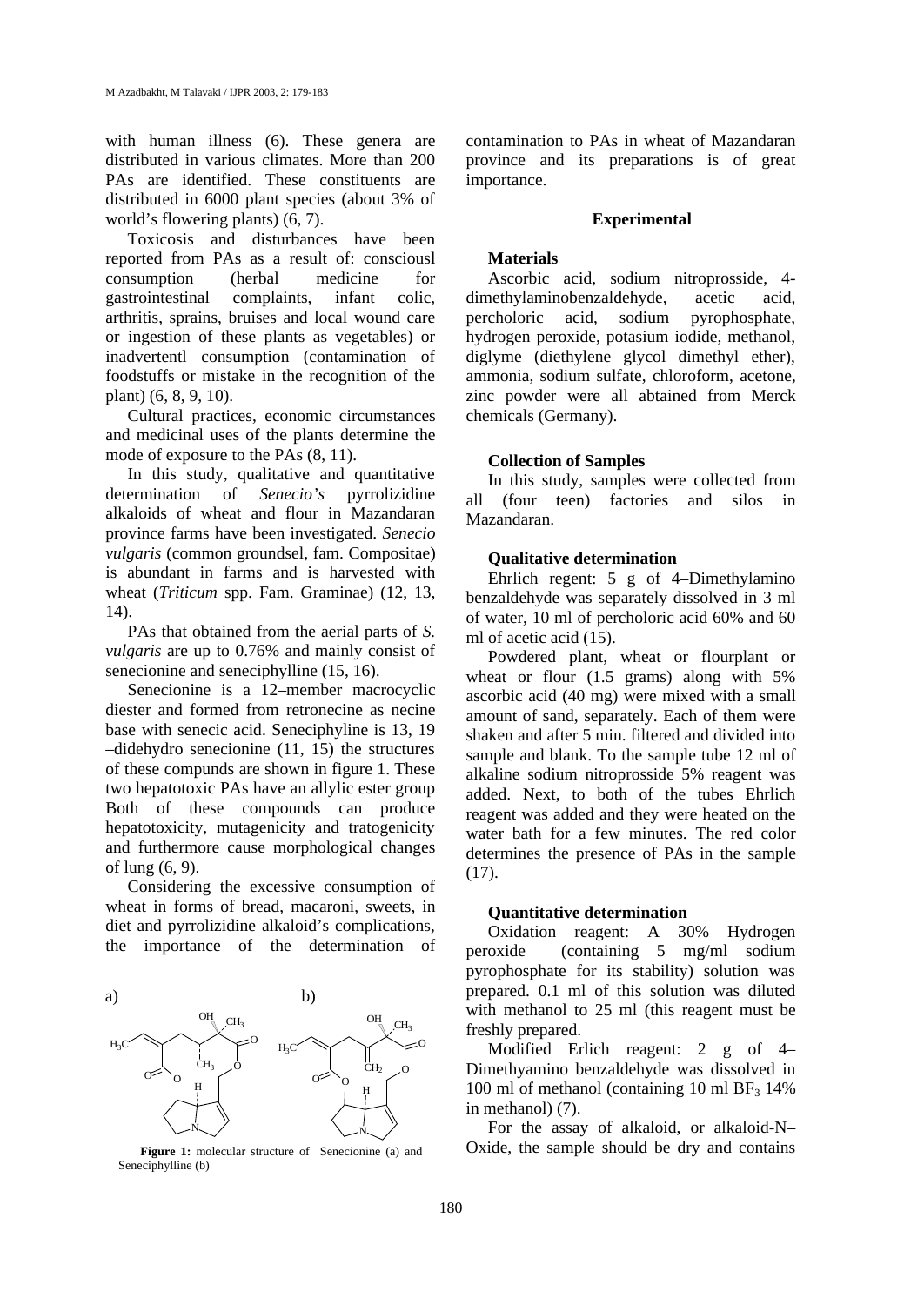with human illness (6). These genera are distributed in various climates. More than 200 PAs are identified. These constituents are distributed in 6000 plant species (about 3% of world's flowering plants) (6, 7).

Toxicosis and disturbances have been reported from PAs as a result of: consciousl consumption (herbal medicine for gastrointestinal complaints, infant colic, arthritis, sprains, bruises and local wound care or ingestion of these plants as vegetables) or inadvertentl consumption (contamination of foodstuffs or mistake in the recognition of the plant) (6, 8, 9, 10).

Cultural practices, economic circumstances and medicinal uses of the plants determine the mode of exposure to the PAs (8, 11).

In this study, qualitative and quantitative determination of *Senecio's* pyrrolizidine alkaloids of wheat and flour in Mazandaran province farms have been investigated. *Senecio vulgaris* (common groundsel, fam. Compositae) is abundant in farms and is harvested with wheat (*Triticum* spp. Fam. Graminae) (12, 13, 14).

PAs that obtained from the aerial parts of *S. vulgaris* are up to 0.76% and mainly consist of senecionine and seneciphylline (15, 16).

Senecionine is a 12–member macrocyclic diester and formed from retronecine as necine base with senecic acid. Seneciphyline is 13, 19 –didehydro senecionine (11, 15) the structures of these compunds are shown in figure 1. These two hepatotoxic PAs have an allylic ester group Both of these compounds can produce hepatotoxicity, mutagenicity and tratogenicity and furthermore cause morphological changes of lung (6, 9).

Considering the excessive consumption of wheat in forms of bread, macaroni, sweets, in diet and pyrrolizidine alkaloid's complications, the importance of the determination of contamination to PAs in wheat of Mazandaran province and its preparations is of great importance.

**Figure 1:** molecular structure of Senecionine (a) and Seneciphylline (b)

## Experimental

### Materials

Ascorbic acid, sodium nitroprosside, 4-dimethylaminobenzaldehyde, acetic acid, percholoric acid, sodium pyrophosphate, hydrogen peroxide, potasium iodide, methanol, diglyme (diethylene glycol dimethyl ether), ammonia, sodium sulfate, chloroform, acetone, zinc powder were all abtained from Merck chemicals (Germany).

### Collection of Samples

In this study, samples were collected from all (four teen) factories and silos in Mazandaran.

### Qualitative determination

Ehrlich regent: 5 g of 4–Dimethylamino benzaldehyde was separately dissolved in 3 ml of water, 10 ml of percholoric acid 60% and 60 ml of acetic acid (15).

Powdered plant, wheat or flourplant or wheat or flour (1.5 grams) along with 5% ascorbic acid (40 mg) were mixed with a small amount of sand, separately. Each of them were shaken and after 5 min. filtered and divided into sample and blank. To the sample tube 12 ml of alkaline sodium nitroprosside 5% reagent was added. Next, to both of the tubes Ehrlich reagent was added and they were heated on the water bath for a few minutes. The red color determines the presence of PAs in the sample (17).

### Quantitative determination

Oxidation reagent: A 30% Hydrogen peroxide (containing 5 mg/ml sodium pyrophosphate for its stability) solution was prepared. 0.1 ml of this solution was diluted with methanol to 25 ml (this reagent must be freshly prepared.

Modified Erlich reagent: 2 g of 4–Dimethyamino benzaldehyde was dissolved in 100 ml of methanol (containing 10 ml $BF_3$ 14% in methanol) (7).

For the assay of alkaloid, or alkaloid-N–Oxide, the sample should be dry and contains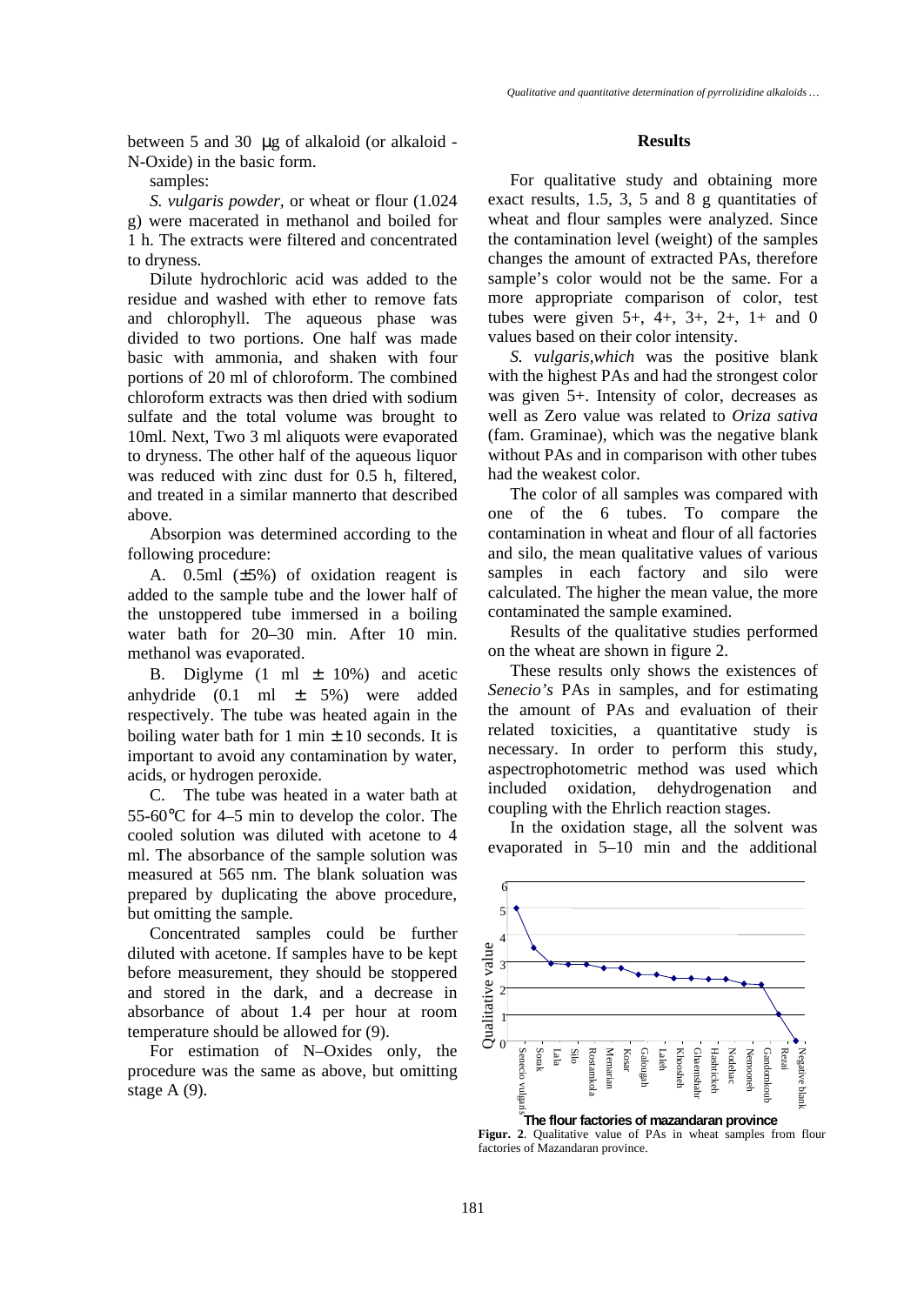between 5 and 30 μg of alkaloid (or alkaloid -N-Oxide) in the basic form.

samples:

*S. vulgaris powder*, or wheat or flour (1.024 g) were macerated in methanol and boiled for 1 h. The extracts were filtered and concentrated to dryness.

Dilute hydrochloric acid was added to the residue and washed with ether to remove fats and chlorophyll. The aqueous phase was divided to two portions. One half was made basic with ammonia, and shaken with four portions of 20 ml of chloroform. The combined chloroform extracts was then dried with sodium sulfate and the total volume was brought to 10ml. Next, Two 3 ml aliquots were evaporated to dryness. The other half of the aqueous liquor was reduced with zinc dust for 0.5 h, filtered, and treated in a similar mannerto that described above.

Absorpion was determined according to the following procedure:

A. 0.5ml (±5%) of oxidation reagent is added to the sample tube and the lower half of the unstoppered tube immersed in a boiling water bath for 20–30 min. After 10 min. methanol was evaporated.

B. Diglyme (1 ml ± 10%) and acetic anhydride (0.1 ml ± 5%) were added respectively. The tube was heated again in the boiling water bath for 1 min ± 10 seconds. It is important to avoid any contamination by water, acids, or hydrogen peroxide.

C. The tube was heated in a water bath at 55-60°C for 4–5 min to develop the color. The cooled solution was diluted with acetone to 4 ml. The absorbance of the sample solution was measured at 565 nm. The blank soluation was prepared by duplicating the above procedure, but omitting the sample.

Concentrated samples could be further diluted with acetone. If samples have to be kept before measurement, they should be stoppered and stored in the dark, and a decrease in absorbance of about 1.4 per hour at room temperature should be allowed for (9).

For estimation of N–Oxides only, the procedure was the same as above, but omitting stage A (9).

## Results

For qualitative study and obtaining more exact results, 1.5, 3, 5 and 8 g quantitaties of wheat and flour samples were analyzed. Since the contamination level (weight) of the samples changes the amount of extracted PAs, therefore sample's color would not be the same. For a more appropriate comparison of color, test tubes were given 5+, 4+, 3+, 2+, 1+ and 0 values based on their color intensity.

*S. vulgaris*,*which* was the positive blank with the highest PAs and had the strongest color was given 5+. Intensity of color, decreases as well as Zero value was related to *Oriza sativa* (fam. Graminae), which was the negative blank without PAs and in comparison with other tubes had the weakest color.

The color of all samples was compared with one of the 6 tubes. To compare the contamination in wheat and flour of all factories and silo, the mean qualitative values of various samples in each factory and silo were calculated. The higher the mean value, the more contaminated the sample examined.

Results of the qualitative studies performed on the wheat are shown in figure 2.

These results only shows the existences of *Senecio's* PAs in samples, and for estimating the amount of PAs and evaluation of their related toxicities, a quantitative study is necessary. In order to perform this study, aspectrophotometric method was used which included oxidation, dehydrogenation and coupling with the Ehrlich reaction stages.

In the oxidation stage, all the solvent was evaporated in 5–10 min and the additional

**Figur. 2**. Qualitative value of PAs in wheat samples from flour factories of Mazandaran province.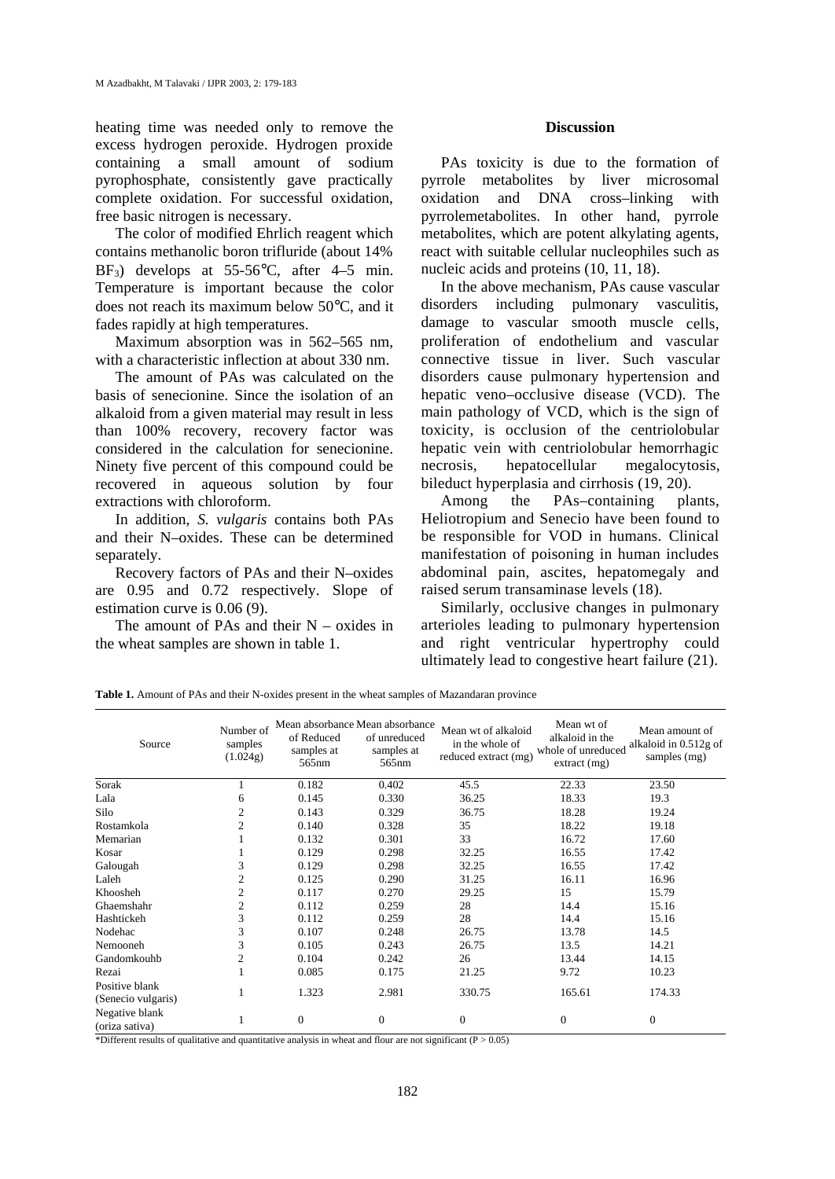heating time was needed only to remove the excess hydrogen peroxide. Hydrogen proxide containing a small amount of sodium pyrophosphate, consistently gave practically complete oxidation. For successful oxidation, free basic nitrogen is necessary.

The color of modified Ehrlich reagent which contains methanolic boron trifluride (about 14% $BF_3$) develops at 55-56°C, after 4–5 min. Temperature is important because the color does not reach its maximum below 50°C, and it fades rapidly at high temperatures.

Maximum absorption was in 562–565 nm, with a characteristic inflection at about 330 nm.

The amount of PAs was calculated on the basis of senecionine. Since the isolation of an alkaloid from a given material may result in less than 100% recovery, recovery factor was considered in the calculation for senecionine. Ninety five percent of this compound could be recovered in aqueous solution by four extractions with chloroform.

In addition, *S. vulgaris* contains both PAs and their N–oxides. These can be determined separately.

Recovery factors of PAs and their N–oxides are 0.95 and 0.72 respectively. Slope of estimation curve is 0.06 (9).

The amount of PAs and their N – oxides in the wheat samples are shown in table 1.

## Discussion

PAs toxicity is due to the formation of pyrrole metabolites by liver microsomal oxidation and DNA cross–linking with pyrrolemetabolites. In other hand, pyrrole metabolites, which are potent alkylating agents, react with suitable cellular nucleophiles such as nucleic acids and proteins (10, 11, 18).

In the above mechanism, PAs cause vascular disorders including pulmonary vasculitis, damage to vascular smooth muscle cells, proliferation of endothelium and vascular connective tissue in liver. Such vascular disorders cause pulmonary hypertension and hepatic veno–occlusive disease (VCD). The main pathology of VCD, which is the sign of toxicity, is occlusion of the centriolobular hepatic vein with centriolobular hemorrhagic necrosis, hepatocellular megalocytosis, bileduct hyperplasia and cirrhosis (19, 20).

Among the PAs–containing plants, Heliotropium and Senecio have been found to be responsible for VOD in humans. Clinical manifestation of poisoning in human includes abdominal pain, ascites, hepatomegaly and raised serum transaminase levels (18).

Similarly, occlusive changes in pulmonary arterioles leading to pulmonary hypertension and right ventricular hypertrophy could ultimately lead to congestive heart failure (21).

**Table 1.** Amount of PAs and their N-oxides present in the wheat samples of Mazandaran province

| Source | Number of samples (1.024g) | Mean absorbance of Reduced samples at 565nm | Mean absorbance of unreduced samples at 565nm | Mean wt of alkaloid in the whole of reduced extract (mg) | Mean wt of alkaloid in the whole of unreduced extract (mg) | Mean amount of alkaloid in 0.512g of samples (mg) |
|---|---|---|---|---|---|---|
| Sorak | 1 | 0.182 | 0.402 | 45.5 | 22.33 | 23.50 |
| Lala | 6 | 0.145 | 0.330 | 36.25 | 18.33 | 19.3 |
| Silo | 2 | 0.143 | 0.329 | 36.75 | 18.28 | 19.24 |
| Rostamkola | 2 | 0.140 | 0.328 | 35 | 18.22 | 19.18 |
| Memarian | 1 | 0.132 | 0.301 | 33 | 16.72 | 17.60 |
| Kosar | 1 | 0.129 | 0.298 | 32.25 | 16.55 | 17.42 |
| Galougah | 3 | 0.129 | 0.298 | 32.25 | 16.55 | 17.42 |
| Laleh | 2 | 0.125 | 0.290 | 31.25 | 16.11 | 16.96 |
| Khoosheh | 2 | 0.117 | 0.270 | 29.25 | 15 | 15.79 |
| Ghaemshahr | 2 | 0.112 | 0.259 | 28 | 14.4 | 15.16 |
| Hashtickeh | 3 | 0.112 | 0.259 | 28 | 14.4 | 15.16 |
| Nodehac | 3 | 0.107 | 0.248 | 26.75 | 13.78 | 14.5 |
| Nemooneh | 3 | 0.105 | 0.243 | 26.75 | 13.5 | 14.21 |
| Gandomkouhb | 2 | 0.104 | 0.242 | 26 | 13.44 | 14.15 |
| Rezai | 1 | 0.085 | 0.175 | 21.25 | 9.72 | 10.23 |
| Positive blank (Senecio vulgaris) | 1 | 1.323 | 2.981 | 330.75 | 165.61 | 174.33 |
| Negative blank (oriza sativa) | 1 | 0 | 0 | 0 | 0 | 0 |

*Different results of qualitative and quantitative analysis in wheat and flour are not significant ($P > 0.05$)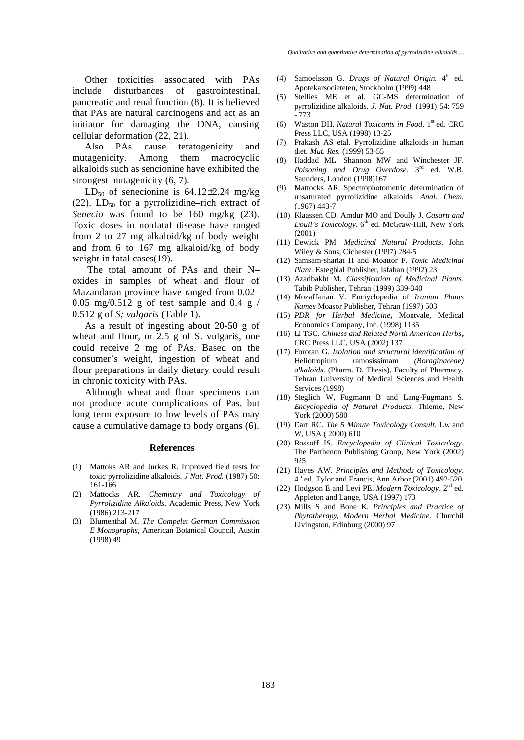Other toxicities associated with PAs include disturbances of gastrointestinal, pancreatic and renal function (8). It is believed that PAs are natural carcinogens and act as an initiator for damaging the DNA, causing cellular deformation (22, 21).

Also PAs cause teratogenicity and mutagenicity. Among them macrocyclic alkaloids such as sencionine have exhibited the strongest mutagenicity (6, 7).

$LD_{50}$ of senecionine is 64.12±2.24 mg/kg (22). $LD_{50}$ for a pyrrolizidine–rich extract of *Senecio* was found to be 160 mg/kg (23). Toxic doses in nonfatal disease have ranged from 2 to 27 mg alkaloid/kg of body weight and from 6 to 167 mg alkaloid/kg of body weight in fatal cases(19).

The total amount of PAs and their N–oxides in samples of wheat and flour of Mazandaran province have ranged from 0.02–0.05 mg/0.512 g of test sample and 0.4 g / 0.512 g of *S; vulgaris* (Table 1).

As a result of ingesting about 20-50 g of wheat and flour, or 2.5 g of S. vulgaris, one could receive 2 mg of PAs. Based on the consumer's weight, ingestion of wheat and flour preparations in daily dietary could result in chronic toxicity with PAs.

Although wheat and flour specimens can not produce acute complications of Pas, but long term exposure to low levels of PAs may cause a cumulative damage to body organs (6).

## References

(1) Mattoks AR and Jurkes R. Improved field tests for toxic pyrrolizidine alkaloids. *J Nat. Prod.* (1987) 50: 161-166

(2) Mattocks AR. *Chemistry and Toxicology of Pyrrolizidine Alkaloids*. Academic Press, New York (1986) 213-217

(3) Blumenthal M. *The Compelet German Commission E Monographs*, American Botanical Council, Austin (1998) 49

(4) Samoelsson G. *Drugs of Natural Origin.* 4th ed. Apotekarsocieteten, Stockholm (1999) 448

(5) Stellies ME et al. GC-MS determination of pyrrolizidine alkaloids. *J. Nat. Prod.* (1991) 54: 759 - 773

(6) Waston DH. *Natural Toxicants in Food*. 1st ed. CRC Press LLC, USA (1998) 13-25

(7) Prakash AS etal. Pyrrolizidine alkaloids in human diet. *Mut. Res.* (1999) 53-55

(8) Haddad ML, Shannon MW and Winchester JF. *Poisoning and Drug Overdose.* 3rd ed. W.B. Saunders, London (1998)167

(9) Mattocks AR. Spectrophotometric determination of unsaturated pyrrolizidine alkaloids. *Anal. Chem.* (1967) 443-7

(10) Klaassen CD, Amdur MO and Doully J. *Casartt and Doull's Toxicology*. 6th ed. McGraw-Hill, New York (2001)

(11) Dewick PM. *Medicinal Natural Products*. John Wiley & Sons, Cichester (1997) 284-5

(12) Samsam-shariat H and Moattor F. *Toxic Medicinal Plant.* Esteghlal Publisher, Isfahan (1992) 23

(13) Azadbakht M. *Classification of Medicinal Plants*. Tabib Publisher, Tehran (1999) 339-340

(14) Mozaffarian V. Enciyclopedia of *Iranian Plants Names* Moasor Publisher, Tehran (1997) 503

(15) *PDR for Herbal Medicine***,** Montvale, Medical Economics Company, Inc. (1998) 1135

(16) Li TSC. *Chiness and Related North American Herbs***,** CRC Press LLC, USA (2002) 137

(17) Forotan G. *Isolation and structural identification of* Heliotropium ramosissimam *(Boraginaceae) alkaloids.* (Pharm. D. Thesis), Faculty of Pharmacy, Tehran University of Medical Sciences and Health Services (1998)

(18) Steglich W, Fugmann B and Lang-Fugmann S. *Encyclopedia of Natural Products*. Thieme, New York (2000) 580

(19) Dart RC. *The 5 Minute Toxicology Consult.* Lw and W, USA ( 2000) 610

(20) Rossoff IS. *Encyclopedia of Clinical Toxicology*. The Parthenon Publishing Group, New York (2002) 925

(21) Hayes AW. *Principles and Methods of Toxicology*. 4th ed. Tylor and Francis, Ann Arbor (2001) 492-520

(22) Hodgson E and Levi PE. *Modern Toxicology*. 2nd ed. Appleton and Lange, USA (1997) 173

(23) Mills S and Bone K. *Principles and Practice of Phytotherapy, Modern Herbal Medicine*. Churchil Livingston, Edinburg (2000) 97